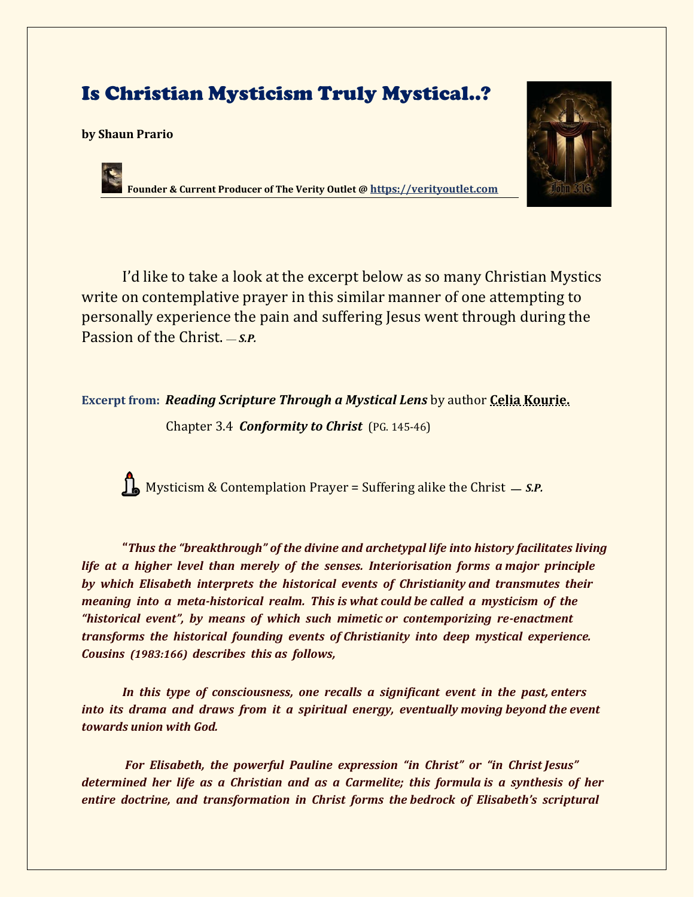# Is Christian Mysticism Truly Mystical..?

**by Shaun Prario**

**Founder & Current Producer of The Verity Outlet @ https://verityoutlet.com**

I'd like to take a look at the excerpt below as so many Christian Mystics write on contemplative prayer in this similar manner of one attempting to personally experience the pain and suffering Jesus went through during the Passion of the Christ. — ***S.P.***

**Excerpt from:** ***Reading Scripture Through a Mystical Lens*** by author **Celia Kourie.**

Chapter 3.4 ***Conformity to Christ*** (PG. 145-46)

Mysticism & Contemplation Prayer = Suffering alike the Christ — ***S.P.***

***"Thus the "breakthrough" of the divine and archetypal life into history facilitates living life at a higher level than merely of the senses. Interiorisation forms a major principle by which Elisabeth interprets the historical events of Christianity and transmutes their meaning into a meta-historical realm. This is what could be called a mysticism of the "historical event", by means of which such mimetic or contemporizing re-enactment transforms the historical founding events of Christianity into deep mystical experience. Cousins (1983:166) describes this as follows,***

***In this type of consciousness, one recalls a significant event in the past, enters into its drama and draws from it a spiritual energy, eventually moving beyond the event towards union with God.***

***For Elisabeth, the powerful Pauline expression "in Christ" or "in Christ Jesus" determined her life as a Christian and as a Carmelite; this formula is a synthesis of her entire doctrine, and transformation in Christ forms the bedrock of Elisabeth's scriptural***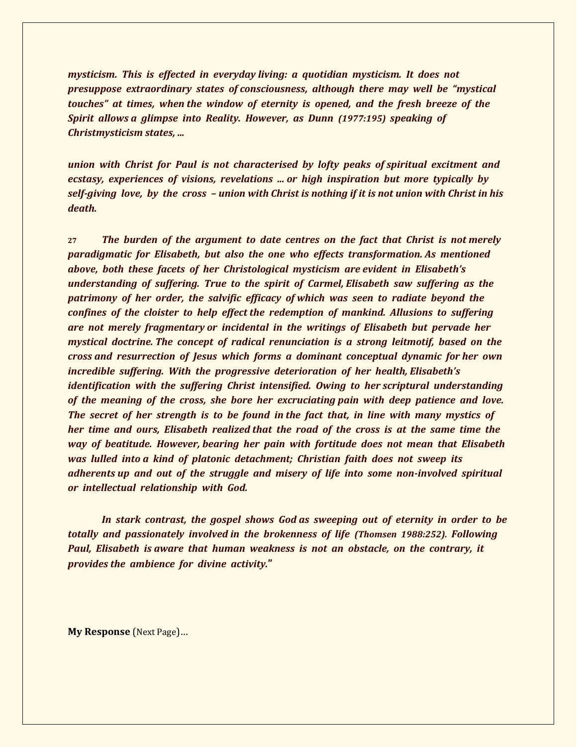*mysticism. This is effected in everyday living: a quotidian mysticism. It does not presuppose extraordinary states of consciousness, although there may well be "mystical touches" at times, when the window of eternity is opened, and the fresh breeze of the Spirit allows a glimpse into Reality. However, as Dunn (1977:195) speaking of Christmysticism states, ...*

*union with Christ for Paul is not characterised by lofty peaks of spiritual excitment and ecstasy, experiences of visions, revelations ... or high inspiration but more typically by self-giving love, by the cross – union with Christ is nothing if it is not union with Christ in his death.*

27 *The burden of the argument to date centres on the fact that Christ is not merely paradigmatic for Elisabeth, but also the one who effects transformation. As mentioned above, both these facets of her Christological mysticism are evident in Elisabeth's understanding of suffering. True to the spirit of Carmel, Elisabeth saw suffering as the patrimony of her order, the salvific efficacy of which was seen to radiate beyond the confines of the cloister to help effect the redemption of mankind. Allusions to suffering are not merely fragmentary or incidental in the writings of Elisabeth but pervade her mystical doctrine. The concept of radical renunciation is a strong leitmotif, based on the cross and resurrection of Jesus which forms a dominant conceptual dynamic for her own incredible suffering. With the progressive deterioration of her health, Elisabeth's identification with the suffering Christ intensified. Owing to her scriptural understanding of the meaning of the cross, she bore her excruciating pain with deep patience and love. The secret of her strength is to be found in the fact that, in line with many mystics of her time and ours, Elisabeth realized that the road of the cross is at the same time the way of beatitude. However, bearing her pain with fortitude does not mean that Elisabeth was lulled into a kind of platonic detachment; Christian faith does not sweep its adherents up and out of the struggle and misery of life into some non-involved spiritual or intellectual relationship with God.*

*In stark contrast, the gospel shows God as sweeping out of eternity in order to be totally and passionately involved in the brokenness of life (Thomsen 1988:252). Following Paul, Elisabeth is aware that human weakness is not an obstacle, on the contrary, it provides the ambience for divine activity."*

**My Response** (Next Page)…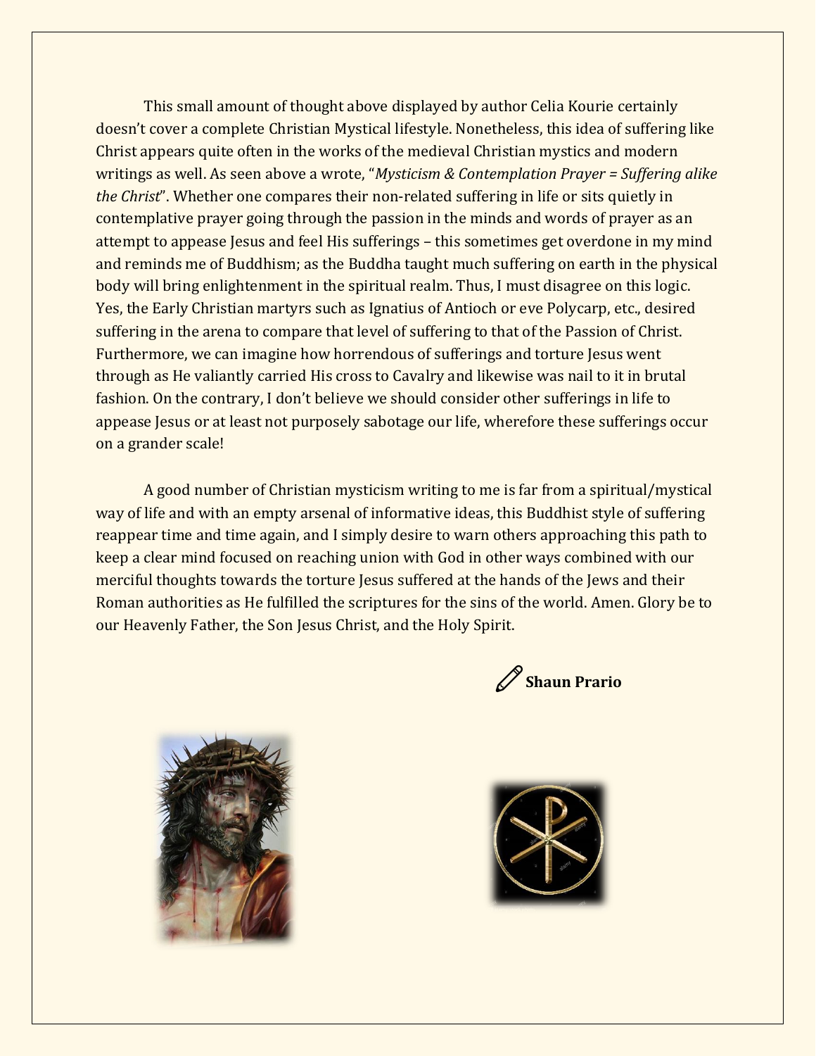This small amount of thought above displayed by author Celia Kourie certainly doesn't cover a complete Christian Mystical lifestyle. Nonetheless, this idea of suffering like Christ appears quite often in the works of the medieval Christian mystics and modern writings as well. As seen above a wrote, "*Mysticism & Contemplation Prayer = Suffering alike the Christ*". Whether one compares their non-related suffering in life or sits quietly in contemplative prayer going through the passion in the minds and words of prayer as an attempt to appease Jesus and feel His sufferings – this sometimes get overdone in my mind and reminds me of Buddhism; as the Buddha taught much suffering on earth in the physical body will bring enlightenment in the spiritual realm. Thus, I must disagree on this logic. Yes, the Early Christian martyrs such as Ignatius of Antioch or eve Polycarp, etc., desired suffering in the arena to compare that level of suffering to that of the Passion of Christ. Furthermore, we can imagine how horrendous of sufferings and torture Jesus went through as He valiantly carried His cross to Cavalry and likewise was nail to it in brutal fashion. On the contrary, I don't believe we should consider other sufferings in life to appease Jesus or at least not purposely sabotage our life, wherefore these sufferings occur on a grander scale!

A good number of Christian mysticism writing to me is far from a spiritual/mystical way of life and with an empty arsenal of informative ideas, this Buddhist style of suffering reappear time and time again, and I simply desire to warn others approaching this path to keep a clear mind focused on reaching union with God in other ways combined with our merciful thoughts towards the torture Jesus suffered at the hands of the Jews and their Roman authorities as He fulfilled the scriptures for the sins of the world. Amen. Glory be to our Heavenly Father, the Son Jesus Christ, and the Holy Spirit.

**Shaun Prario**